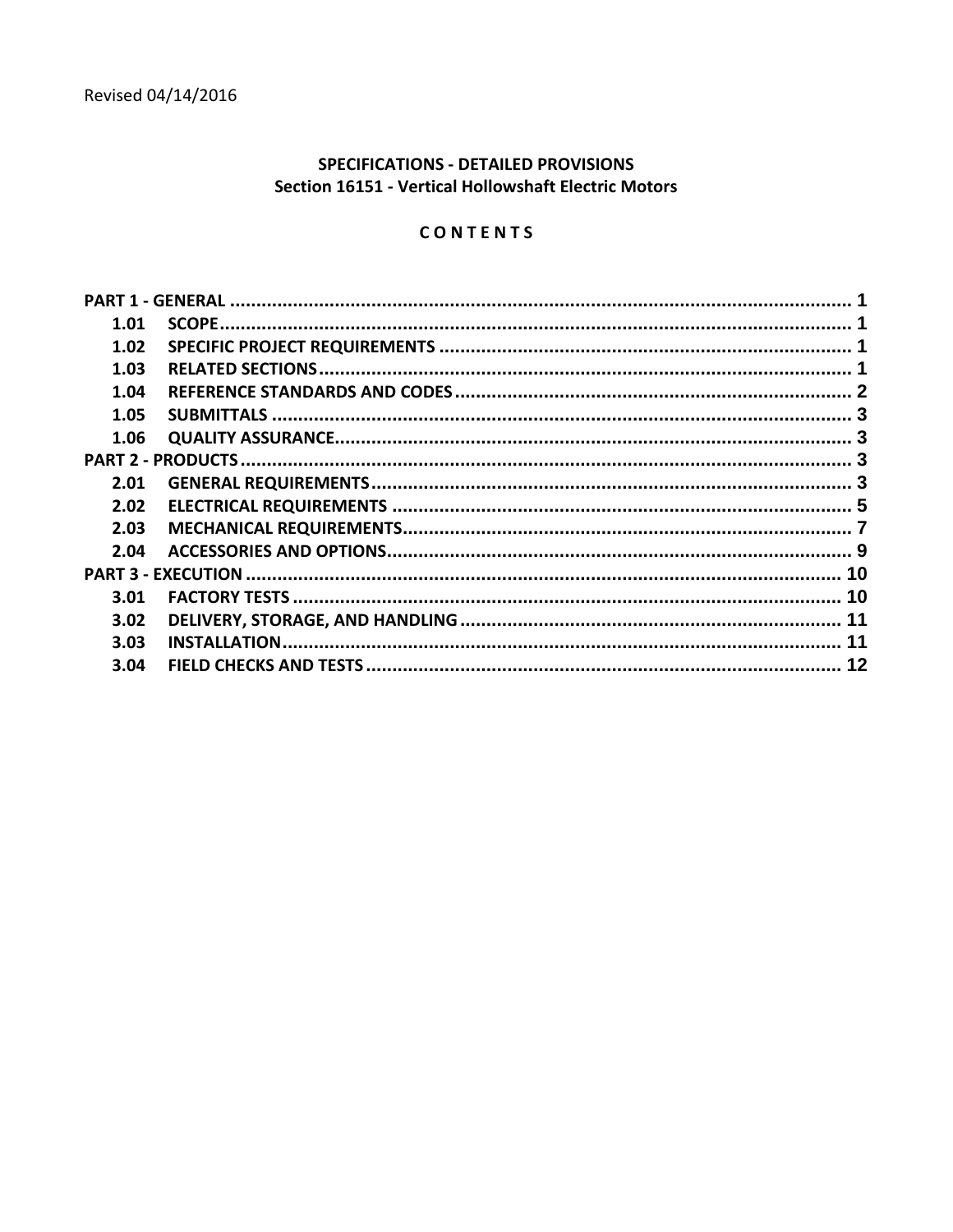Revised 04/14/2016

**SPECIFICATIONS - DETAILED PROVISIONS**
**Section 16151 - Vertical Hollowshaft Electric Motors**

**C O N T E N T S**

| | | |
|---|---|---|
| **PART 1 - GENERAL** | | **1** |
| **1.01** | **SCOPE** | **1** |
| **1.02** | **SPECIFIC PROJECT REQUIREMENTS** | **1** |
| **1.03** | **RELATED SECTIONS** | **1** |
| **1.04** | **REFERENCE STANDARDS AND CODES** | **2** |
| **1.05** | **SUBMITTALS** | **3** |
| **1.06** | **QUALITY ASSURANCE** | **3** |
| **PART 2 - PRODUCTS** | | **3** |
| **2.01** | **GENERAL REQUIREMENTS** | **3** |
| **2.02** | **ELECTRICAL REQUIREMENTS** | **5** |
| **2.03** | **MECHANICAL REQUIREMENTS** | **7** |
| **2.04** | **ACCESSORIES AND OPTIONS** | **9** |
| **PART 3 - EXECUTION** | | **10** |
| **3.01** | **FACTORY TESTS** | **10** |
| **3.02** | **DELIVERY, STORAGE, AND HANDLING** | **11** |
| **3.03** | **INSTALLATION** | **11** |
| **3.04** | **FIELD CHECKS AND TESTS** | **12** |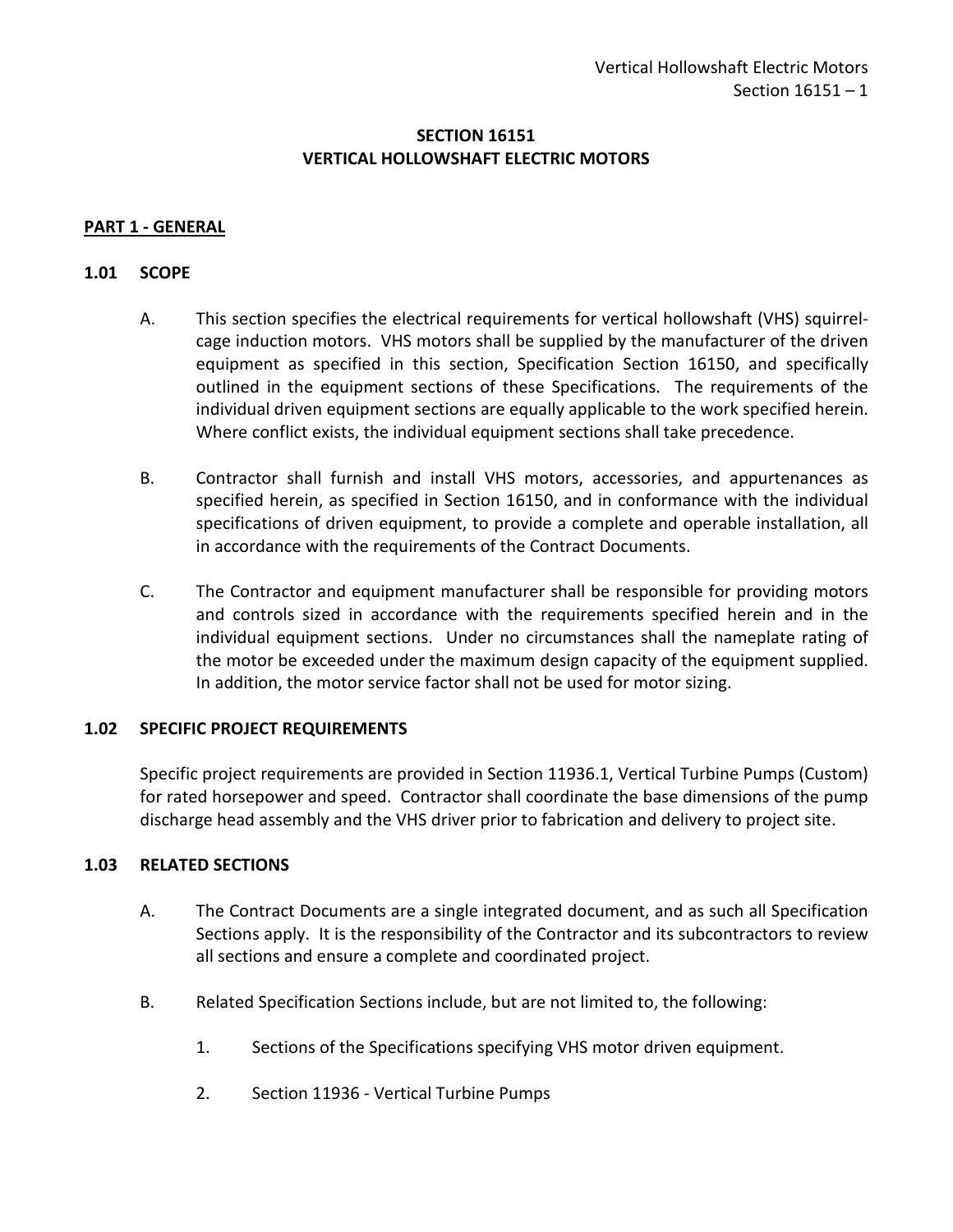# SECTION 16151
# VERTICAL HOLLOWSHAFT ELECTRIC MOTORS

## PART 1 - GENERAL

### 1.01 SCOPE

A. This section specifies the electrical requirements for vertical hollowshaft (VHS) squirrel-cage induction motors. VHS motors shall be supplied by the manufacturer of the driven equipment as specified in this section, Specification Section 16150, and specifically outlined in the equipment sections of these Specifications. The requirements of the individual driven equipment sections are equally applicable to the work specified herein. Where conflict exists, the individual equipment sections shall take precedence.

B. Contractor shall furnish and install VHS motors, accessories, and appurtenances as specified herein, as specified in Section 16150, and in conformance with the individual specifications of driven equipment, to provide a complete and operable installation, all in accordance with the requirements of the Contract Documents.

C. The Contractor and equipment manufacturer shall be responsible for providing motors and controls sized in accordance with the requirements specified herein and in the individual equipment sections. Under no circumstances shall the nameplate rating of the motor be exceeded under the maximum design capacity of the equipment supplied. In addition, the motor service factor shall not be used for motor sizing.

### 1.02 SPECIFIC PROJECT REQUIREMENTS

Specific project requirements are provided in Section 11936.1, Vertical Turbine Pumps (Custom) for rated horsepower and speed. Contractor shall coordinate the base dimensions of the pump discharge head assembly and the VHS driver prior to fabrication and delivery to project site.

### 1.03 RELATED SECTIONS

A. The Contract Documents are a single integrated document, and as such all Specification Sections apply. It is the responsibility of the Contractor and its subcontractors to review all sections and ensure a complete and coordinated project.

B. Related Specification Sections include, but are not limited to, the following:

1. Sections of the Specifications specifying VHS motor driven equipment.

2. Section 11936 - Vertical Turbine Pumps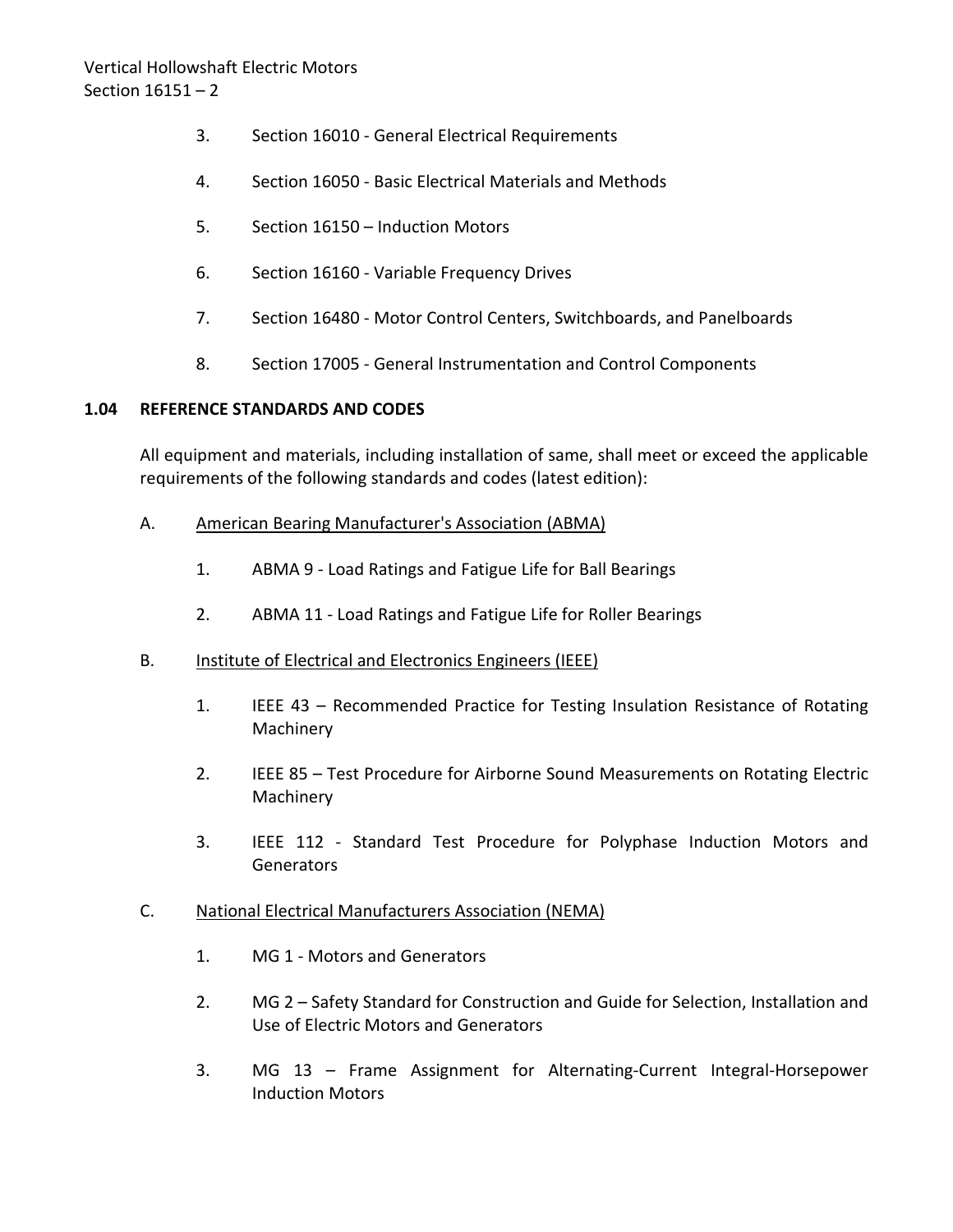3. Section 16010 - General Electrical Requirements

4. Section 16050 - Basic Electrical Materials and Methods

5. Section 16150 – Induction Motors

6. Section 16160 - Variable Frequency Drives

7. Section 16480 - Motor Control Centers, Switchboards, and Panelboards

8. Section 17005 - General Instrumentation and Control Components

## 1.04 REFERENCE STANDARDS AND CODES

All equipment and materials, including installation of same, shall meet or exceed the applicable requirements of the following standards and codes (latest edition):

A. American Bearing Manufacturer's Association (ABMA)

1. ABMA 9 - Load Ratings and Fatigue Life for Ball Bearings

2. ABMA 11 - Load Ratings and Fatigue Life for Roller Bearings

B. Institute of Electrical and Electronics Engineers (IEEE)

1. IEEE 43 – Recommended Practice for Testing Insulation Resistance of Rotating Machinery

2. IEEE 85 – Test Procedure for Airborne Sound Measurements on Rotating Electric Machinery

3. IEEE 112 - Standard Test Procedure for Polyphase Induction Motors and Generators

C. National Electrical Manufacturers Association (NEMA)

1. MG 1 - Motors and Generators

2. MG 2 – Safety Standard for Construction and Guide for Selection, Installation and Use of Electric Motors and Generators

3. MG 13 – Frame Assignment for Alternating-Current Integral-Horsepower Induction Motors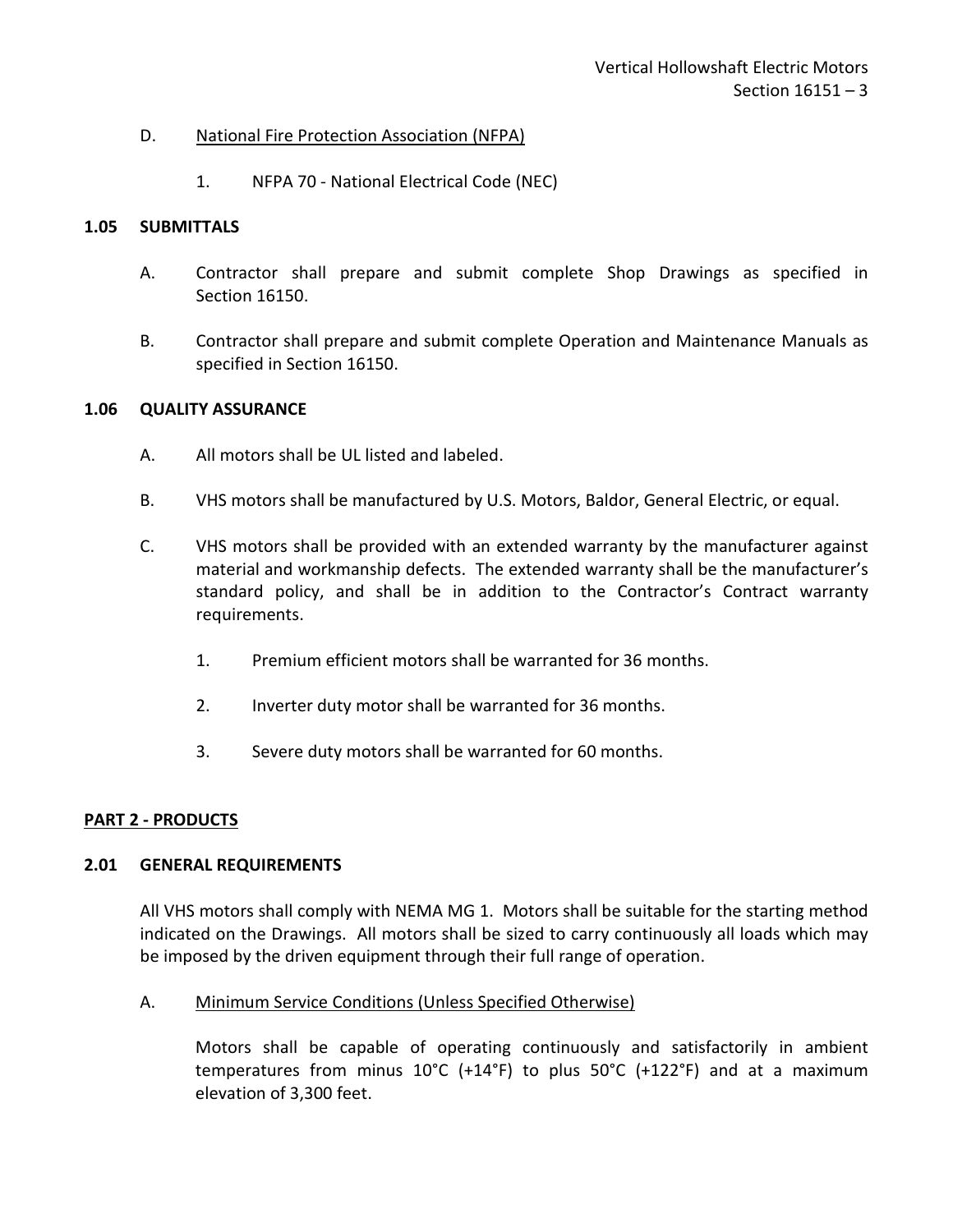D. National Fire Protection Association (NFPA)

1. NFPA 70 - National Electrical Code (NEC)

**1.05 SUBMITTALS**

A. Contractor shall prepare and submit complete Shop Drawings as specified in Section 16150.

B. Contractor shall prepare and submit complete Operation and Maintenance Manuals as specified in Section 16150.

**1.06 QUALITY ASSURANCE**

A. All motors shall be UL listed and labeled.

B. VHS motors shall be manufactured by U.S. Motors, Baldor, General Electric, or equal.

C. VHS motors shall be provided with an extended warranty by the manufacturer against material and workmanship defects. The extended warranty shall be the manufacturer's standard policy, and shall be in addition to the Contractor's Contract warranty requirements.

1. Premium efficient motors shall be warranted for 36 months.

2. Inverter duty motor shall be warranted for 36 months.

3. Severe duty motors shall be warranted for 60 months.

## PART 2 - PRODUCTS

**2.01 GENERAL REQUIREMENTS**

All VHS motors shall comply with NEMA MG 1. Motors shall be suitable for the starting method indicated on the Drawings. All motors shall be sized to carry continuously all loads which may be imposed by the driven equipment through their full range of operation.

A. Minimum Service Conditions (Unless Specified Otherwise)

Motors shall be capable of operating continuously and satisfactorily in ambient temperatures from minus 10°C (+14°F) to plus 50°C (+122°F) and at a maximum elevation of 3,300 feet.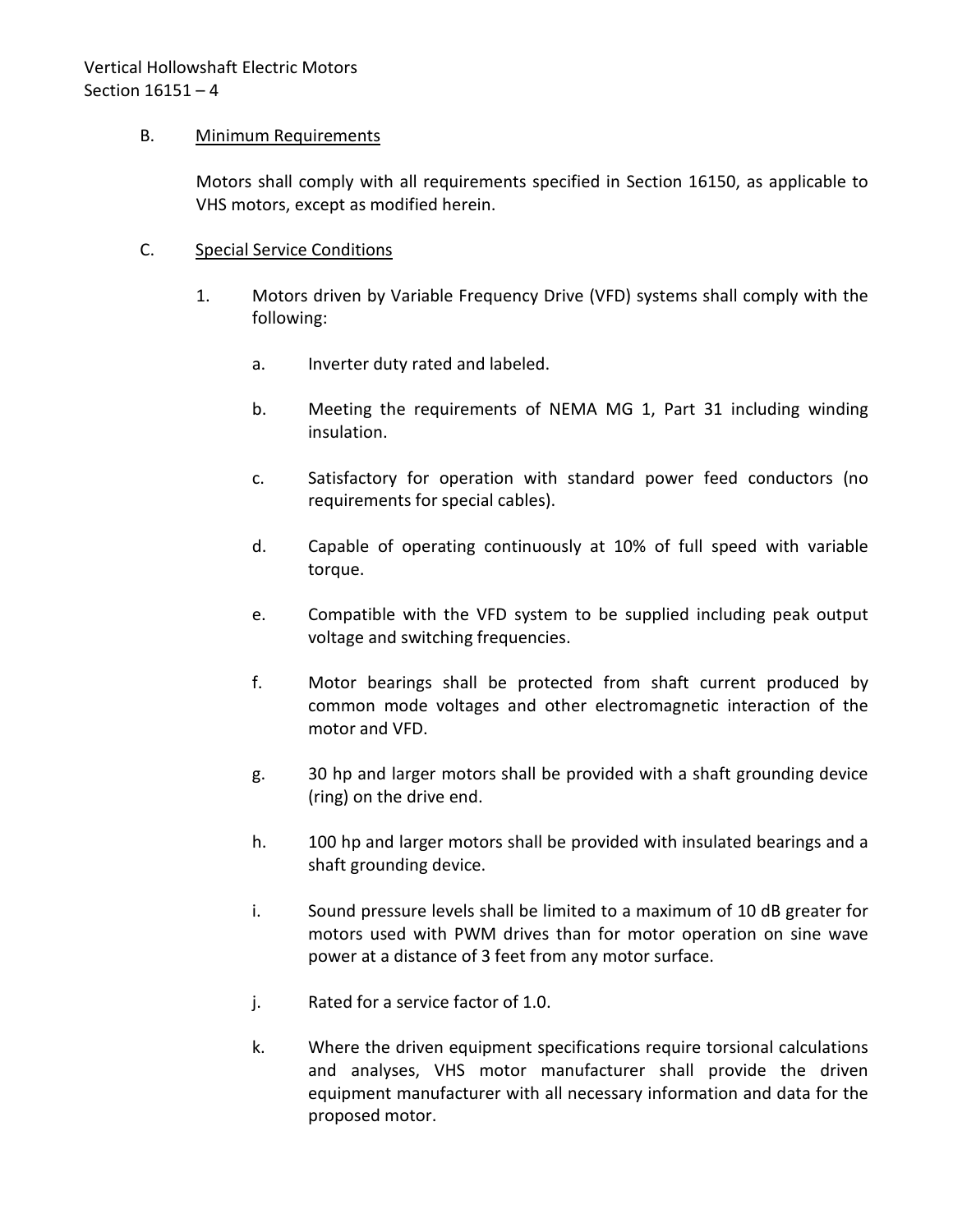B. Minimum Requirements

Motors shall comply with all requirements specified in Section 16150, as applicable to VHS motors, except as modified herein.

C. Special Service Conditions

1. Motors driven by Variable Frequency Drive (VFD) systems shall comply with the following:

   a. Inverter duty rated and labeled.

   b. Meeting the requirements of NEMA MG 1, Part 31 including winding insulation.

   c. Satisfactory for operation with standard power feed conductors (no requirements for special cables).

   d. Capable of operating continuously at 10% of full speed with variable torque.

   e. Compatible with the VFD system to be supplied including peak output voltage and switching frequencies.

   f. Motor bearings shall be protected from shaft current produced by common mode voltages and other electromagnetic interaction of the motor and VFD.

   g. 30 hp and larger motors shall be provided with a shaft grounding device (ring) on the drive end.

   h. 100 hp and larger motors shall be provided with insulated bearings and a shaft grounding device.

   i. Sound pressure levels shall be limited to a maximum of 10 dB greater for motors used with PWM drives than for motor operation on sine wave power at a distance of 3 feet from any motor surface.

   j. Rated for a service factor of 1.0.

   k. Where the driven equipment specifications require torsional calculations and analyses, VHS motor manufacturer shall provide the driven equipment manufacturer with all necessary information and data for the proposed motor.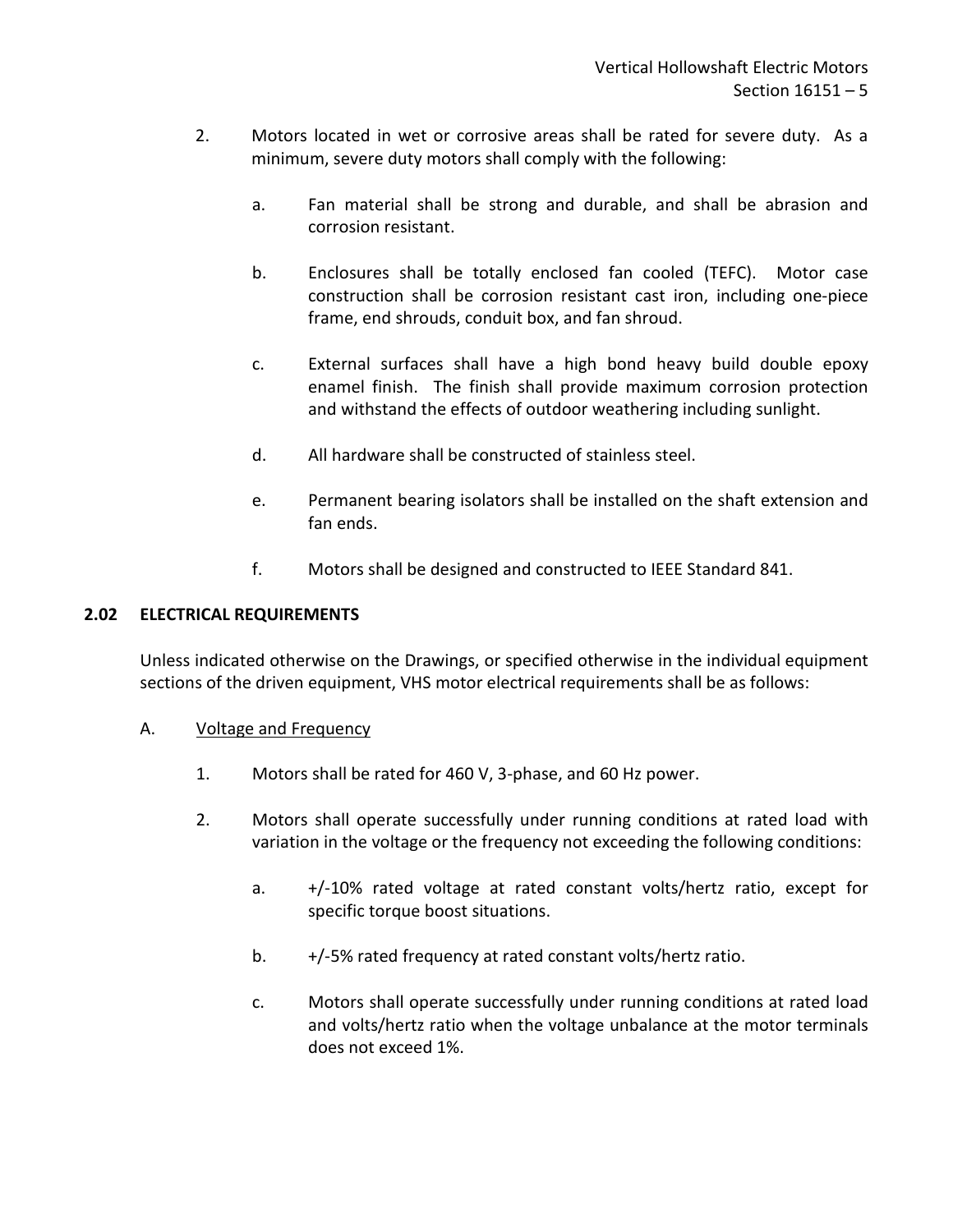2. Motors located in wet or corrosive areas shall be rated for severe duty. As a minimum, severe duty motors shall comply with the following:

   a. Fan material shall be strong and durable, and shall be abrasion and corrosion resistant.

   b. Enclosures shall be totally enclosed fan cooled (TEFC). Motor case construction shall be corrosion resistant cast iron, including one-piece frame, end shrouds, conduit box, and fan shroud.

   c. External surfaces shall have a high bond heavy build double epoxy enamel finish. The finish shall provide maximum corrosion protection and withstand the effects of outdoor weathering including sunlight.

   d. All hardware shall be constructed of stainless steel.

   e. Permanent bearing isolators shall be installed on the shaft extension and fan ends.

   f. Motors shall be designed and constructed to IEEE Standard 841.

## 2.02 ELECTRICAL REQUIREMENTS

Unless indicated otherwise on the Drawings, or specified otherwise in the individual equipment sections of the driven equipment, VHS motor electrical requirements shall be as follows:

A. Voltage and Frequency

1. Motors shall be rated for 460 V, 3-phase, and 60 Hz power.

2. Motors shall operate successfully under running conditions at rated load with variation in the voltage or the frequency not exceeding the following conditions:

   a. +/-10% rated voltage at rated constant volts/hertz ratio, except for specific torque boost situations.

   b. +/-5% rated frequency at rated constant volts/hertz ratio.

   c. Motors shall operate successfully under running conditions at rated load and volts/hertz ratio when the voltage unbalance at the motor terminals does not exceed 1%.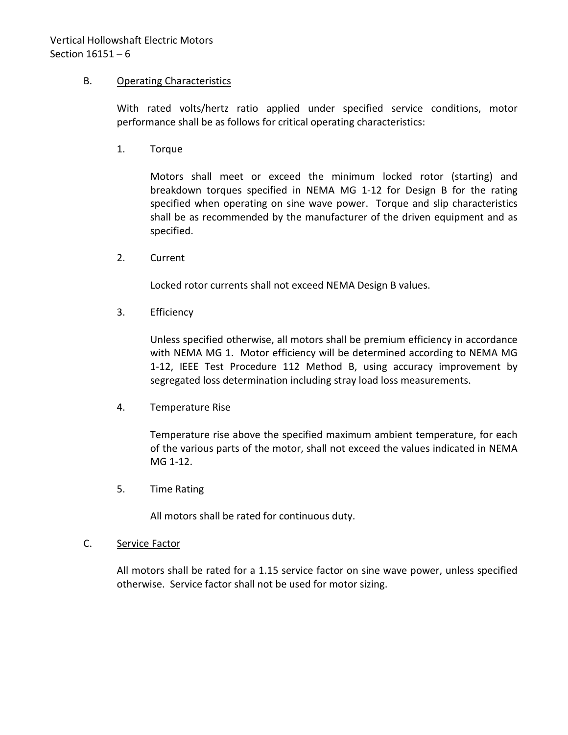B. Operating Characteristics

With rated volts/hertz ratio applied under specified service conditions, motor performance shall be as follows for critical operating characteristics:

1. Torque

   Motors shall meet or exceed the minimum locked rotor (starting) and breakdown torques specified in NEMA MG 1-12 for Design B for the rating specified when operating on sine wave power. Torque and slip characteristics shall be as recommended by the manufacturer of the driven equipment and as specified.

2. Current

   Locked rotor currents shall not exceed NEMA Design B values.

3. Efficiency

   Unless specified otherwise, all motors shall be premium efficiency in accordance with NEMA MG 1. Motor efficiency will be determined according to NEMA MG 1-12, IEEE Test Procedure 112 Method B, using accuracy improvement by segregated loss determination including stray load loss measurements.

4. Temperature Rise

   Temperature rise above the specified maximum ambient temperature, for each of the various parts of the motor, shall not exceed the values indicated in NEMA MG 1-12.

5. Time Rating

   All motors shall be rated for continuous duty.

C. Service Factor

All motors shall be rated for a 1.15 service factor on sine wave power, unless specified otherwise. Service factor shall not be used for motor sizing.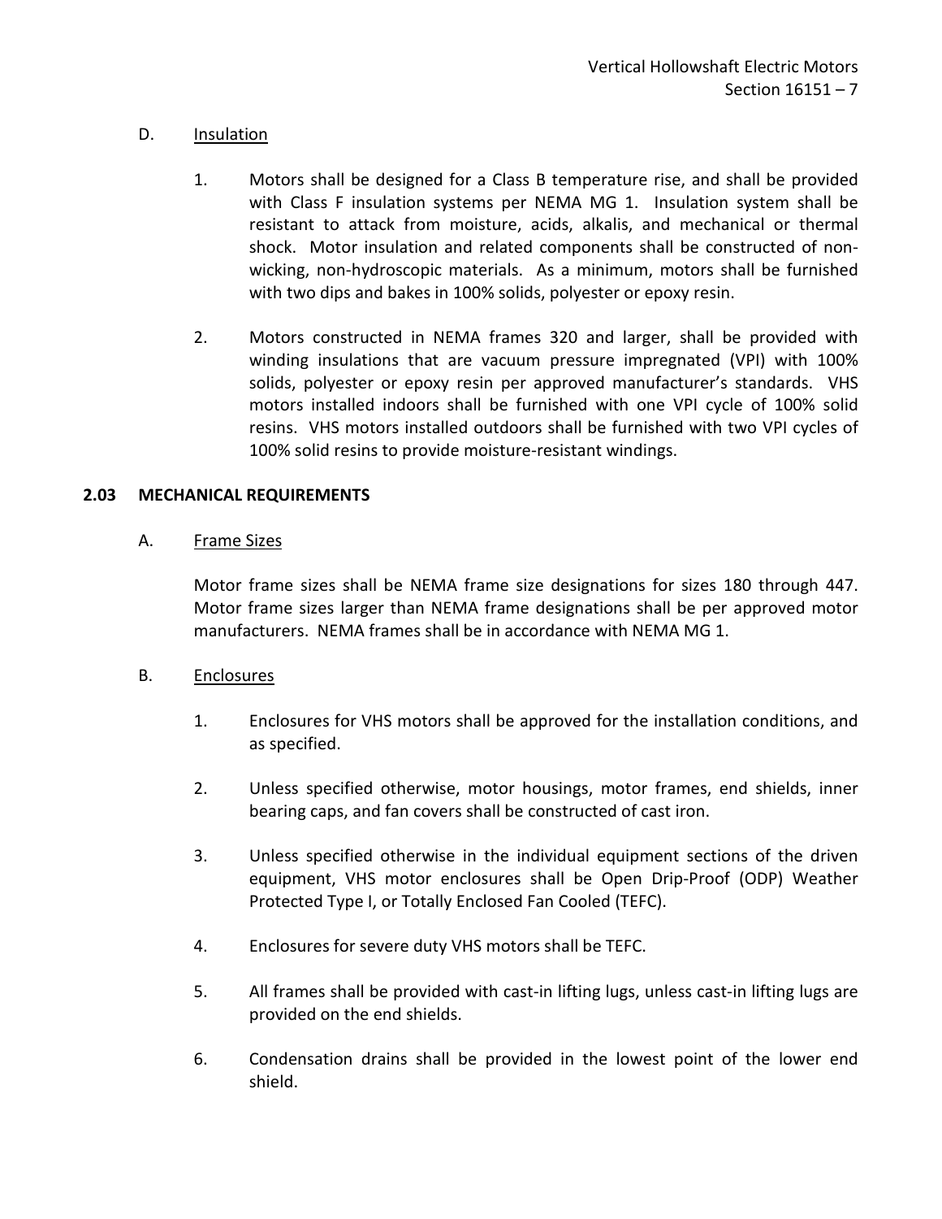D. Insulation

1. Motors shall be designed for a Class B temperature rise, and shall be provided with Class F insulation systems per NEMA MG 1. Insulation system shall be resistant to attack from moisture, acids, alkalis, and mechanical or thermal shock. Motor insulation and related components shall be constructed of non-wicking, non-hydroscopic materials. As a minimum, motors shall be furnished with two dips and bakes in 100% solids, polyester or epoxy resin.

2. Motors constructed in NEMA frames 320 and larger, shall be provided with winding insulations that are vacuum pressure impregnated (VPI) with 100% solids, polyester or epoxy resin per approved manufacturer's standards. VHS motors installed indoors shall be furnished with one VPI cycle of 100% solid resins. VHS motors installed outdoors shall be furnished with two VPI cycles of 100% solid resins to provide moisture-resistant windings.

## 2.03 MECHANICAL REQUIREMENTS

A. Frame Sizes

Motor frame sizes shall be NEMA frame size designations for sizes 180 through 447. Motor frame sizes larger than NEMA frame designations shall be per approved motor manufacturers. NEMA frames shall be in accordance with NEMA MG 1.

B. Enclosures

1. Enclosures for VHS motors shall be approved for the installation conditions, and as specified.

2. Unless specified otherwise, motor housings, motor frames, end shields, inner bearing caps, and fan covers shall be constructed of cast iron.

3. Unless specified otherwise in the individual equipment sections of the driven equipment, VHS motor enclosures shall be Open Drip-Proof (ODP) Weather Protected Type I, or Totally Enclosed Fan Cooled (TEFC).

4. Enclosures for severe duty VHS motors shall be TEFC.

5. All frames shall be provided with cast-in lifting lugs, unless cast-in lifting lugs are provided on the end shields.

6. Condensation drains shall be provided in the lowest point of the lower end shield.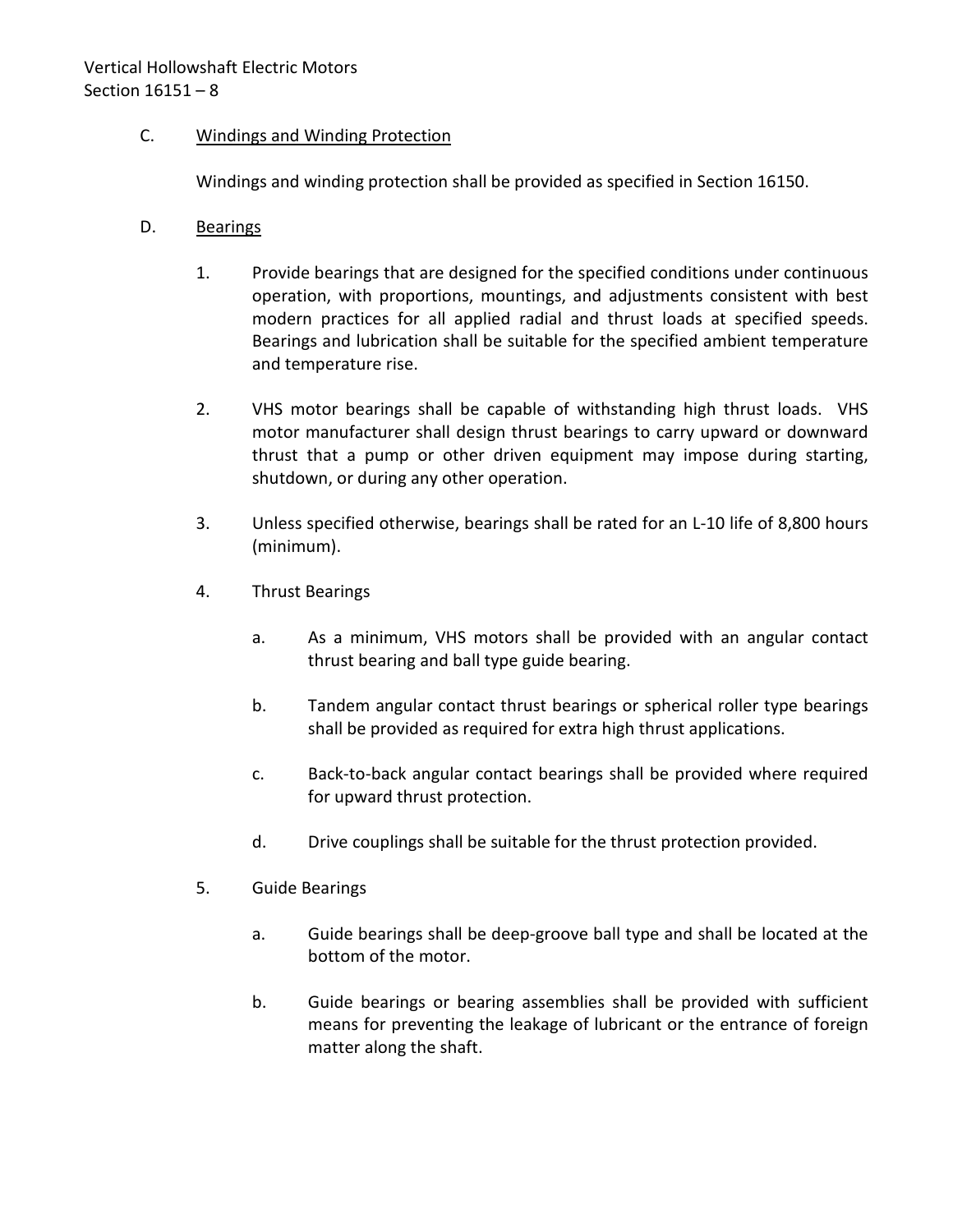C. Windings and Winding Protection

Windings and winding protection shall be provided as specified in Section 16150.

D. Bearings

1. Provide bearings that are designed for the specified conditions under continuous operation, with proportions, mountings, and adjustments consistent with best modern practices for all applied radial and thrust loads at specified speeds. Bearings and lubrication shall be suitable for the specified ambient temperature and temperature rise.

2. VHS motor bearings shall be capable of withstanding high thrust loads. VHS motor manufacturer shall design thrust bearings to carry upward or downward thrust that a pump or other driven equipment may impose during starting, shutdown, or during any other operation.

3. Unless specified otherwise, bearings shall be rated for an L-10 life of 8,800 hours (minimum).

4. Thrust Bearings

   a. As a minimum, VHS motors shall be provided with an angular contact thrust bearing and ball type guide bearing.

   b. Tandem angular contact thrust bearings or spherical roller type bearings shall be provided as required for extra high thrust applications.

   c. Back-to-back angular contact bearings shall be provided where required for upward thrust protection.

   d. Drive couplings shall be suitable for the thrust protection provided.

5. Guide Bearings

   a. Guide bearings shall be deep-groove ball type and shall be located at the bottom of the motor.

   b. Guide bearings or bearing assemblies shall be provided with sufficient means for preventing the leakage of lubricant or the entrance of foreign matter along the shaft.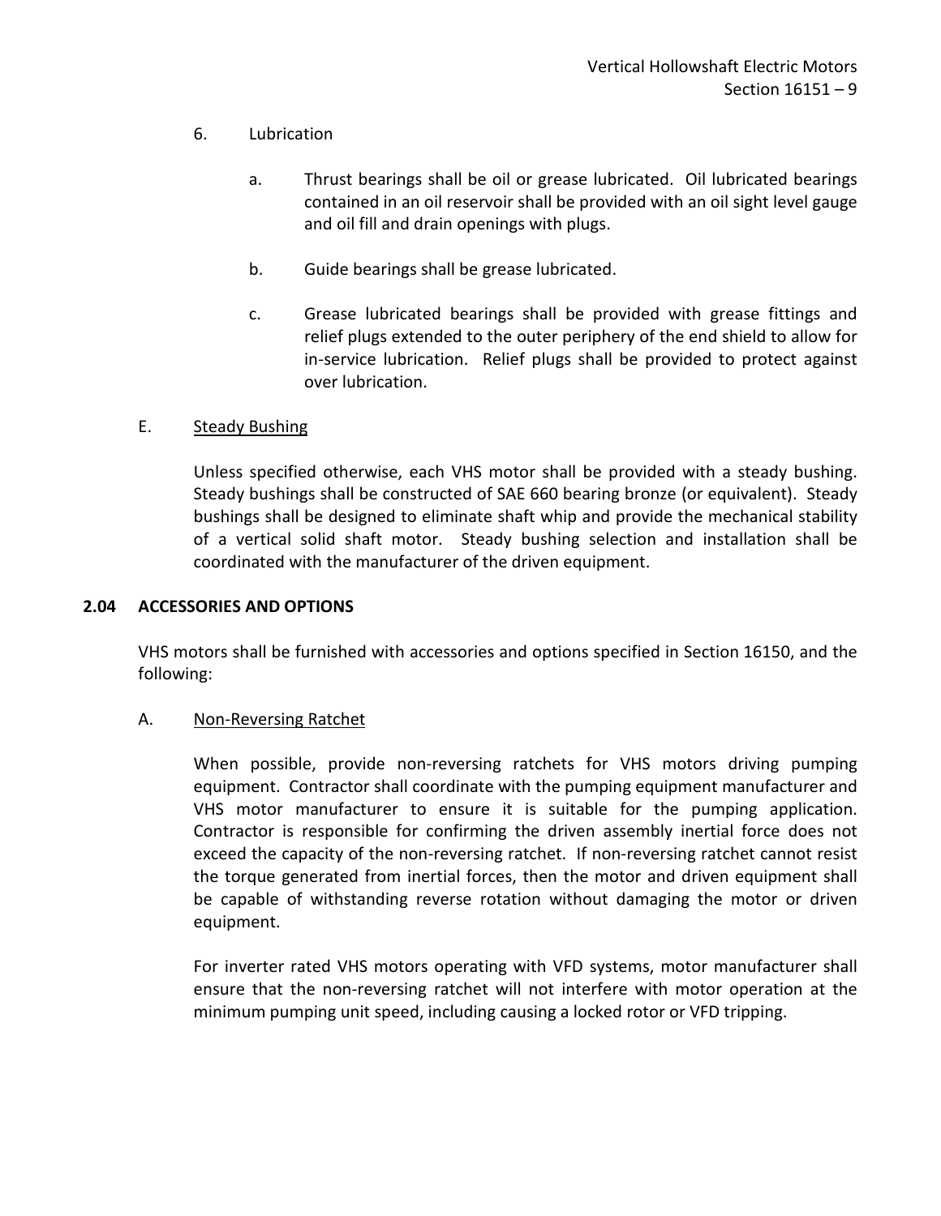6. Lubrication

   a. Thrust bearings shall be oil or grease lubricated. Oil lubricated bearings contained in an oil reservoir shall be provided with an oil sight level gauge and oil fill and drain openings with plugs.

   b. Guide bearings shall be grease lubricated.

   c. Grease lubricated bearings shall be provided with grease fittings and relief plugs extended to the outer periphery of the end shield to allow for in-service lubrication. Relief plugs shall be provided to protect against over lubrication.

E. Steady Bushing

Unless specified otherwise, each VHS motor shall be provided with a steady bushing. Steady bushings shall be constructed of SAE 660 bearing bronze (or equivalent). Steady bushings shall be designed to eliminate shaft whip and provide the mechanical stability of a vertical solid shaft motor. Steady bushing selection and installation shall be coordinated with the manufacturer of the driven equipment.

## 2.04 ACCESSORIES AND OPTIONS

VHS motors shall be furnished with accessories and options specified in Section 16150, and the following:

A. Non-Reversing Ratchet

When possible, provide non-reversing ratchets for VHS motors driving pumping equipment. Contractor shall coordinate with the pumping equipment manufacturer and VHS motor manufacturer to ensure it is suitable for the pumping application. Contractor is responsible for confirming the driven assembly inertial force does not exceed the capacity of the non-reversing ratchet. If non-reversing ratchet cannot resist the torque generated from inertial forces, then the motor and driven equipment shall be capable of withstanding reverse rotation without damaging the motor or driven equipment.

For inverter rated VHS motors operating with VFD systems, motor manufacturer shall ensure that the non-reversing ratchet will not interfere with motor operation at the minimum pumping unit speed, including causing a locked rotor or VFD tripping.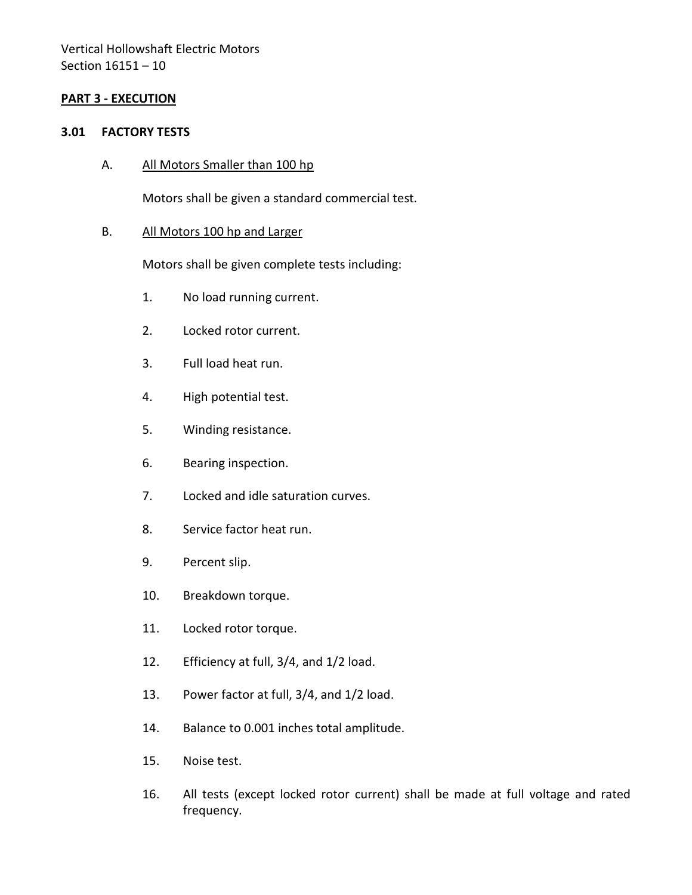## PART 3 - EXECUTION

### 3.01 FACTORY TESTS

A. All Motors Smaller than 100 hp

Motors shall be given a standard commercial test.

B. All Motors 100 hp and Larger

Motors shall be given complete tests including:

1. No load running current.
2. Locked rotor current.
3. Full load heat run.
4. High potential test.
5. Winding resistance.
6. Bearing inspection.
7. Locked and idle saturation curves.
8. Service factor heat run.
9. Percent slip.
10. Breakdown torque.
11. Locked rotor torque.
12. Efficiency at full, 3/4, and 1/2 load.
13. Power factor at full, 3/4, and 1/2 load.
14. Balance to 0.001 inches total amplitude.
15. Noise test.
16. All tests (except locked rotor current) shall be made at full voltage and rated frequency.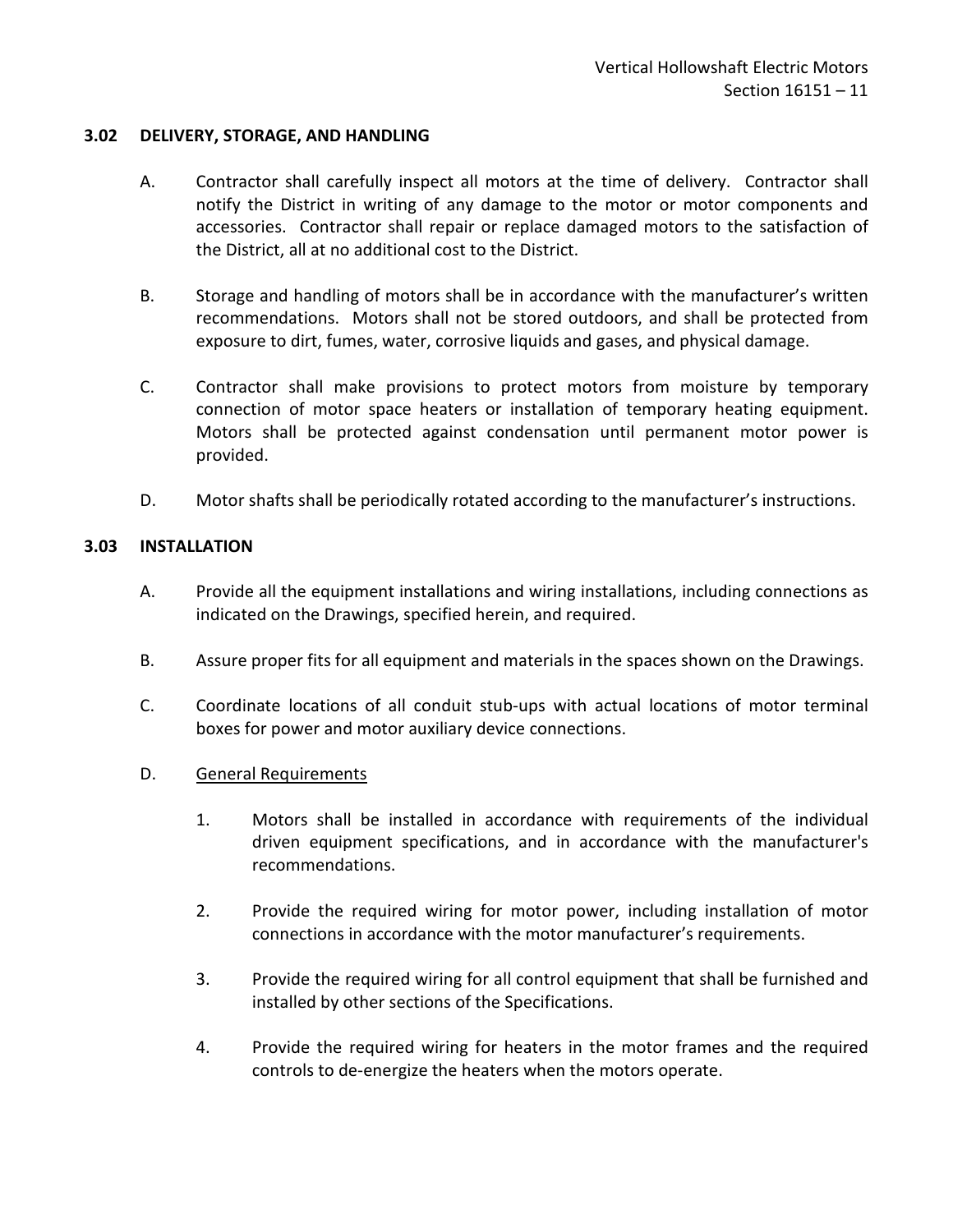### 3.02 DELIVERY, STORAGE, AND HANDLING

A. Contractor shall carefully inspect all motors at the time of delivery. Contractor shall notify the District in writing of any damage to the motor or motor components and accessories. Contractor shall repair or replace damaged motors to the satisfaction of the District, all at no additional cost to the District.

B. Storage and handling of motors shall be in accordance with the manufacturer's written recommendations. Motors shall not be stored outdoors, and shall be protected from exposure to dirt, fumes, water, corrosive liquids and gases, and physical damage.

C. Contractor shall make provisions to protect motors from moisture by temporary connection of motor space heaters or installation of temporary heating equipment. Motors shall be protected against condensation until permanent motor power is provided.

D. Motor shafts shall be periodically rotated according to the manufacturer's instructions.

### 3.03 INSTALLATION

A. Provide all the equipment installations and wiring installations, including connections as indicated on the Drawings, specified herein, and required.

B. Assure proper fits for all equipment and materials in the spaces shown on the Drawings.

C. Coordinate locations of all conduit stub-ups with actual locations of motor terminal boxes for power and motor auxiliary device connections.

D. General Requirements

1. Motors shall be installed in accordance with requirements of the individual driven equipment specifications, and in accordance with the manufacturer's recommendations.

2. Provide the required wiring for motor power, including installation of motor connections in accordance with the motor manufacturer's requirements.

3. Provide the required wiring for all control equipment that shall be furnished and installed by other sections of the Specifications.

4. Provide the required wiring for heaters in the motor frames and the required controls to de-energize the heaters when the motors operate.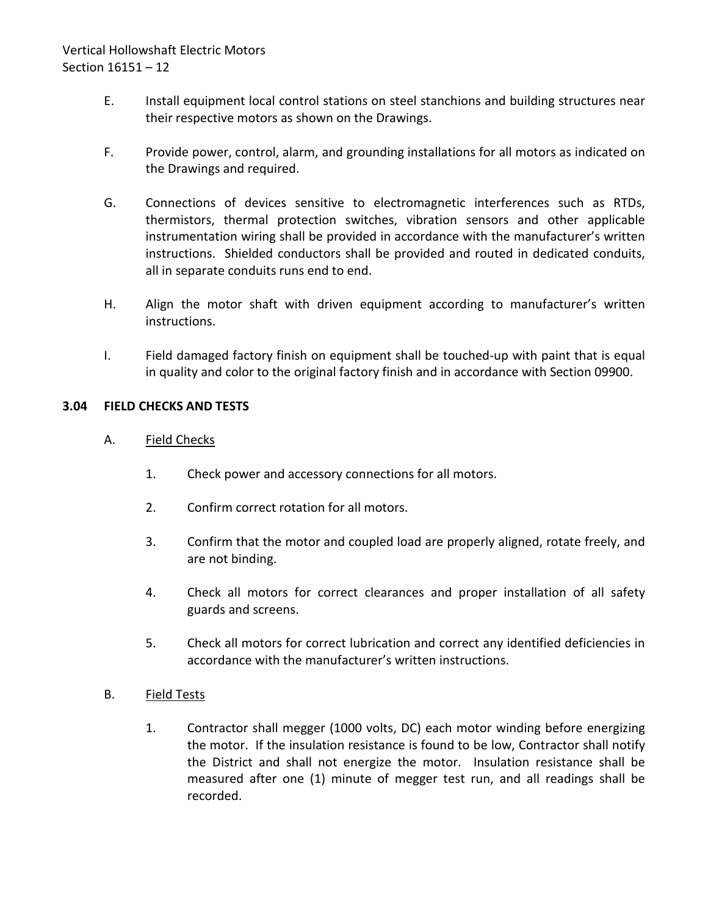E. Install equipment local control stations on steel stanchions and building structures near their respective motors as shown on the Drawings.

F. Provide power, control, alarm, and grounding installations for all motors as indicated on the Drawings and required.

G. Connections of devices sensitive to electromagnetic interferences such as RTDs, thermistors, thermal protection switches, vibration sensors and other applicable instrumentation wiring shall be provided in accordance with the manufacturer's written instructions. Shielded conductors shall be provided and routed in dedicated conduits, all in separate conduits runs end to end.

H. Align the motor shaft with driven equipment according to manufacturer's written instructions.

I. Field damaged factory finish on equipment shall be touched-up with paint that is equal in quality and color to the original factory finish and in accordance with Section 09900.

### 3.04 FIELD CHECKS AND TESTS

A. <u>Field Checks</u>

1. Check power and accessory connections for all motors.

2. Confirm correct rotation for all motors.

3. Confirm that the motor and coupled load are properly aligned, rotate freely, and are not binding.

4. Check all motors for correct clearances and proper installation of all safety guards and screens.

5. Check all motors for correct lubrication and correct any identified deficiencies in accordance with the manufacturer's written instructions.

B. <u>Field Tests</u>

1. Contractor shall megger (1000 volts, DC) each motor winding before energizing the motor. If the insulation resistance is found to be low, Contractor shall notify the District and shall not energize the motor. Insulation resistance shall be measured after one (1) minute of megger test run, and all readings shall be recorded.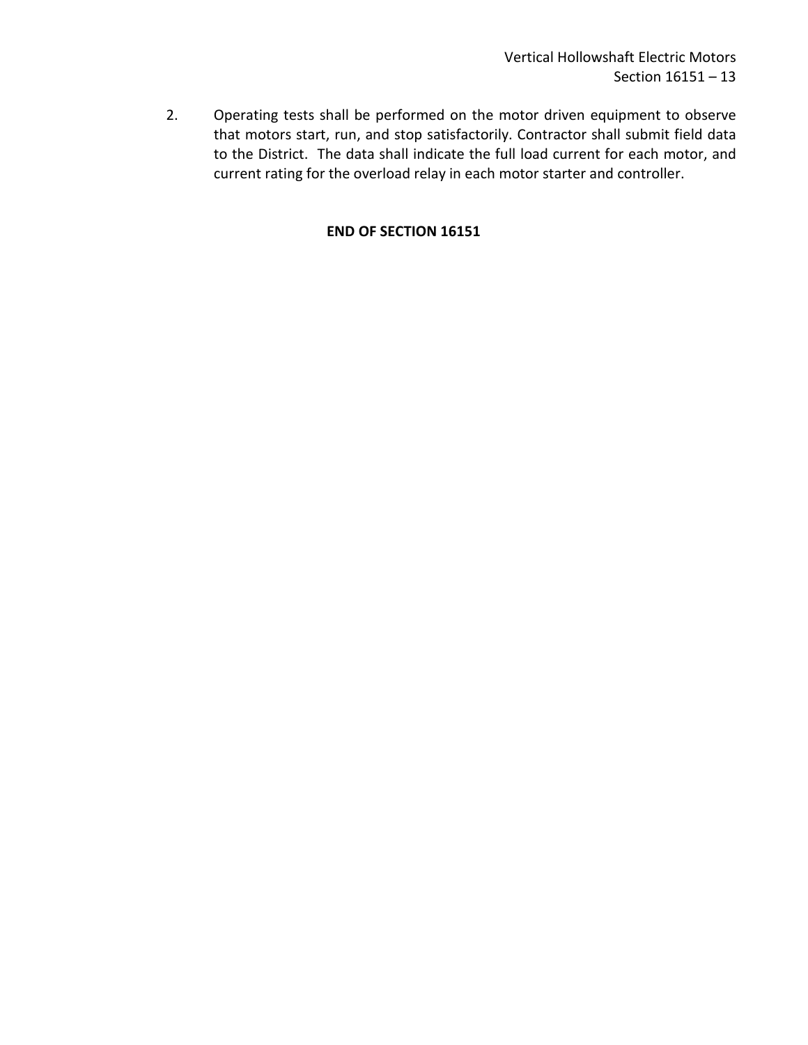2. Operating tests shall be performed on the motor driven equipment to observe that motors start, run, and stop satisfactorily. Contractor shall submit field data to the District. The data shall indicate the full load current for each motor, and current rating for the overload relay in each motor starter and controller.

**END OF SECTION 16151**